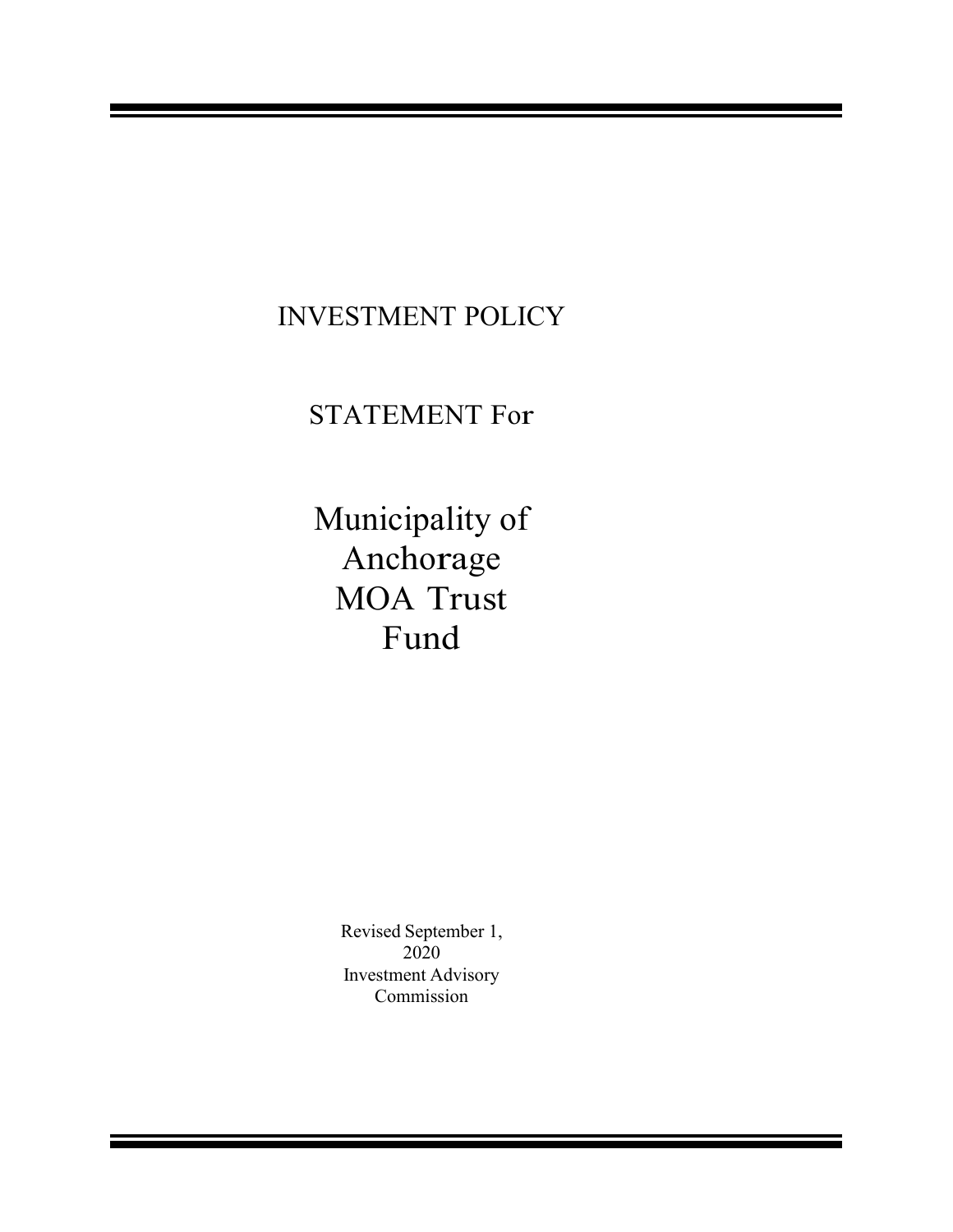# INVESTMENT POLICY

# STATEMENT For

# Municipality of Anchorage MOA Trust Fund

Revised September 1, 2020
Investment Advisory Commission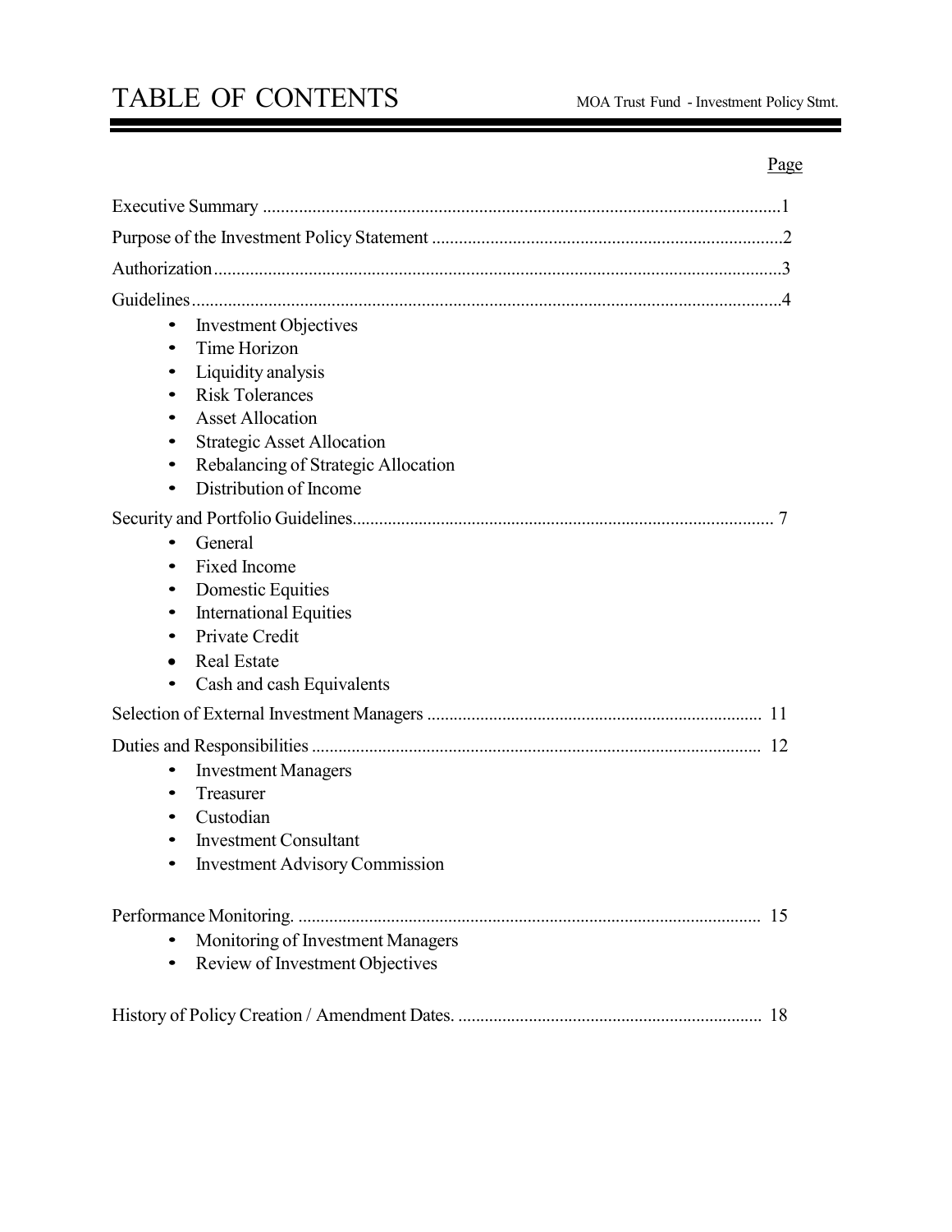# TABLE OF CONTENTS

| | Page |
|---|---|
| Executive Summary | 1 |
| Purpose of the Investment Policy Statement | 2 |
| Authorization | 3 |
| Guidelines | 4 |

- Investment Objectives
- Time Horizon
- Liquidity analysis
- Risk Tolerances
- Asset Allocation
- Strategic Asset Allocation
- Rebalancing of Strategic Allocation
- Distribution of Income

| | |
|---|---|
| Security and Portfolio Guidelines | 7 |

- General
- Fixed Income
- Domestic Equities
- International Equities
- Private Credit
- Real Estate
- Cash and cash Equivalents

| | |
|---|---|
| Selection of External Investment Managers | 11 |
| Duties and Responsibilities | 12 |

- Investment Managers
- Treasurer
- Custodian
- Investment Consultant
- Investment Advisory Commission

| | |
|---|---|
| Performance Monitoring. | 15 |

- Monitoring of Investment Managers
- Review of Investment Objectives

| | |
|---|---|
| History of Policy Creation / Amendment Dates. | 18 |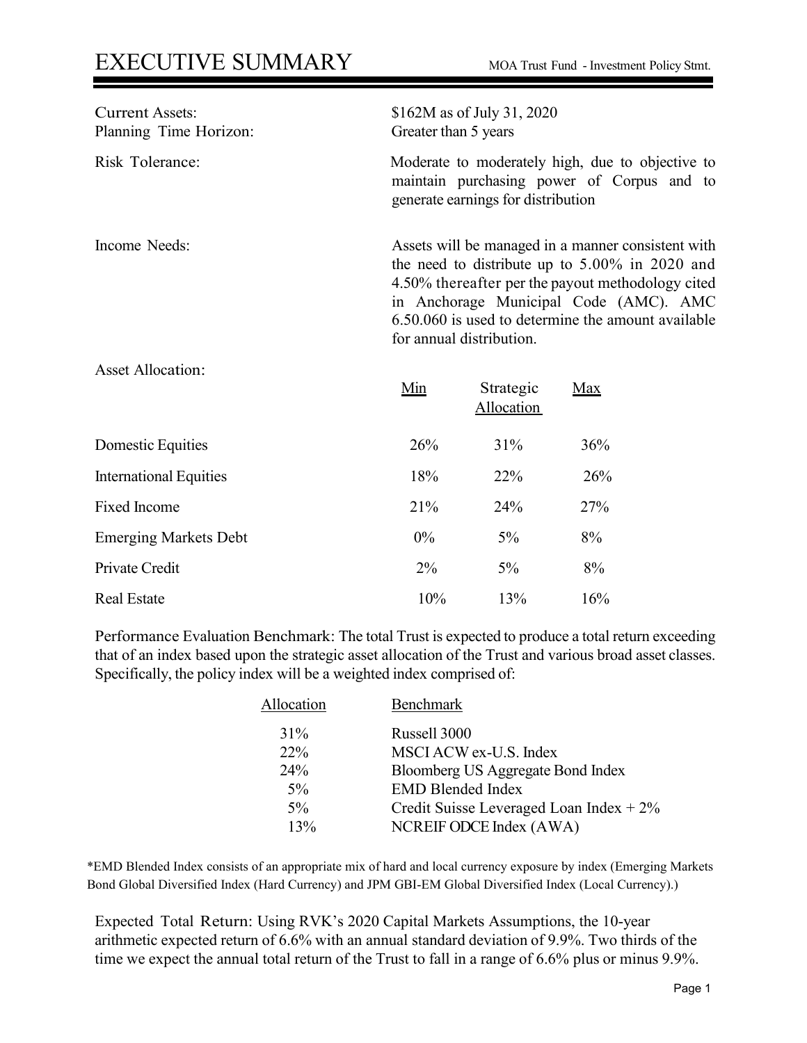# EXECUTIVE SUMMARY

| | |
|---|---|
| Current Assets: | $162M as of July 31, 2020 |
| Planning Time Horizon: | Greater than 5 years |
| Risk Tolerance: | Moderate to moderately high, due to objective to maintain purchasing power of Corpus and to generate earnings for distribution |
| Income Needs: | Assets will be managed in a manner consistent with the need to distribute up to 5.00% in 2020 and 4.50% thereafter per the payout methodology cited in Anchorage Municipal Code (AMC). AMC 6.50.060 is used to determine the amount available for annual distribution. |

Asset Allocation:

| | Min | Strategic Allocation | Max |
|---|---|---|---|
| Domestic Equities | 26% | 31% | 36% |
| International Equities | 18% | 22% | 26% |
| Fixed Income | 21% | 24% | 27% |
| Emerging Markets Debt | 0% | 5% | 8% |
| Private Credit | 2% | 5% | 8% |
| Real Estate | 10% | 13% | 16% |

Performance Evaluation Benchmark: The total Trust is expected to produce a total return exceeding that of an index based upon the strategic asset allocation of the Trust and various broad asset classes. Specifically, the policy index will be a weighted index comprised of:

| Allocation | Benchmark |
|---|---|
| 31% | Russell 3000 |
| 22% | MSCI ACW ex-U.S. Index |
| 24% | Bloomberg US Aggregate Bond Index |
| 5% | EMD Blended Index |
| 5% | Credit Suisse Leveraged Loan Index + 2% |
| 13% | NCREIF ODCE Index (AWA) |

*EMD Blended Index consists of an appropriate mix of hard and local currency exposure by index (Emerging Markets Bond Global Diversified Index (Hard Currency) and JPM GBI-EM Global Diversified Index (Local Currency).)

Expected Total Return: Using RVK's 2020 Capital Markets Assumptions, the 10-year arithmetic expected return of 6.6% with an annual standard deviation of 9.9%. Two thirds of the time we expect the annual total return of the Trust to fall in a range of 6.6% plus or minus 9.9%.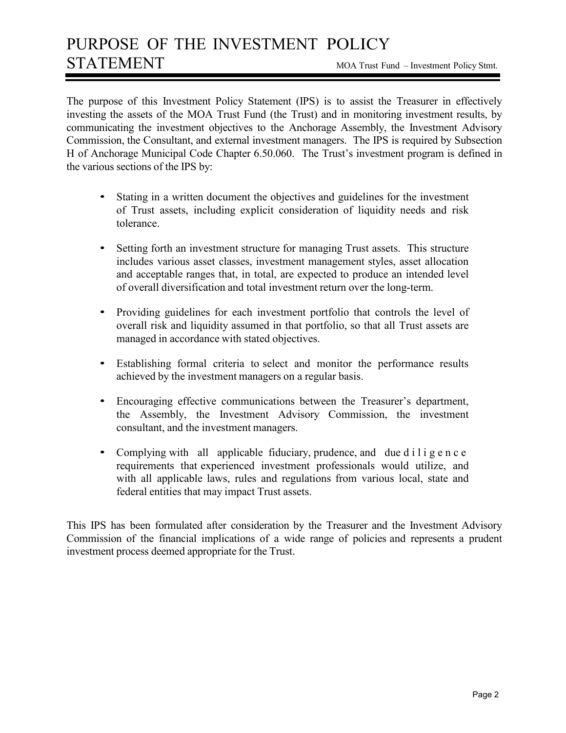# PURPOSE OF THE INVESTMENT POLICY STATEMENT

The purpose of this Investment Policy Statement (IPS) is to assist the Treasurer in effectively investing the assets of the MOA Trust Fund (the Trust) and in monitoring investment results, by communicating the investment objectives to the Anchorage Assembly, the Investment Advisory Commission, the Consultant, and external investment managers. The IPS is required by Subsection H of Anchorage Municipal Code Chapter 6.50.060. The Trust's investment program is defined in the various sections of the IPS by:

- Stating in a written document the objectives and guidelines for the investment of Trust assets, including explicit consideration of liquidity needs and risk tolerance.
- Setting forth an investment structure for managing Trust assets. This structure includes various asset classes, investment management styles, asset allocation and acceptable ranges that, in total, are expected to produce an intended level of overall diversification and total investment return over the long-term.
- Providing guidelines for each investment portfolio that controls the level of overall risk and liquidity assumed in that portfolio, so that all Trust assets are managed in accordance with stated objectives.
- Establishing formal criteria to select and monitor the performance results achieved by the investment managers on a regular basis.
- Encouraging effective communications between the Treasurer's department, the Assembly, the Investment Advisory Commission, the investment consultant, and the investment managers.
- Complying with all applicable fiduciary, prudence, and due diligence requirements that experienced investment professionals would utilize, and with all applicable laws, rules and regulations from various local, state and federal entities that may impact Trust assets.

This IPS has been formulated after consideration by the Treasurer and the Investment Advisory Commission of the financial implications of a wide range of policies and represents a prudent investment process deemed appropriate for the Trust.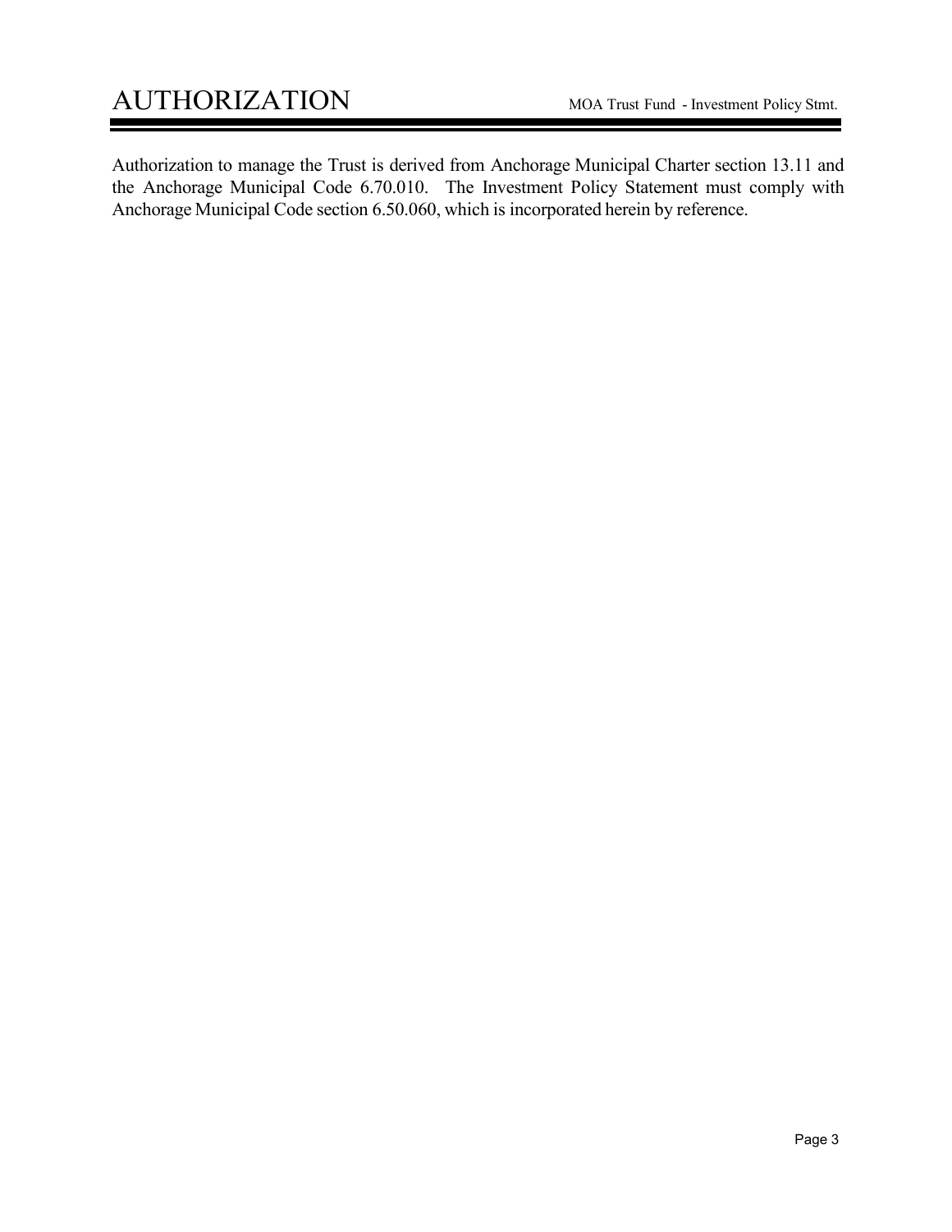# AUTHORIZATION

Authorization to manage the Trust is derived from Anchorage Municipal Charter section 13.11 and the Anchorage Municipal Code 6.70.010. The Investment Policy Statement must comply with Anchorage Municipal Code section 6.50.060, which is incorporated herein by reference.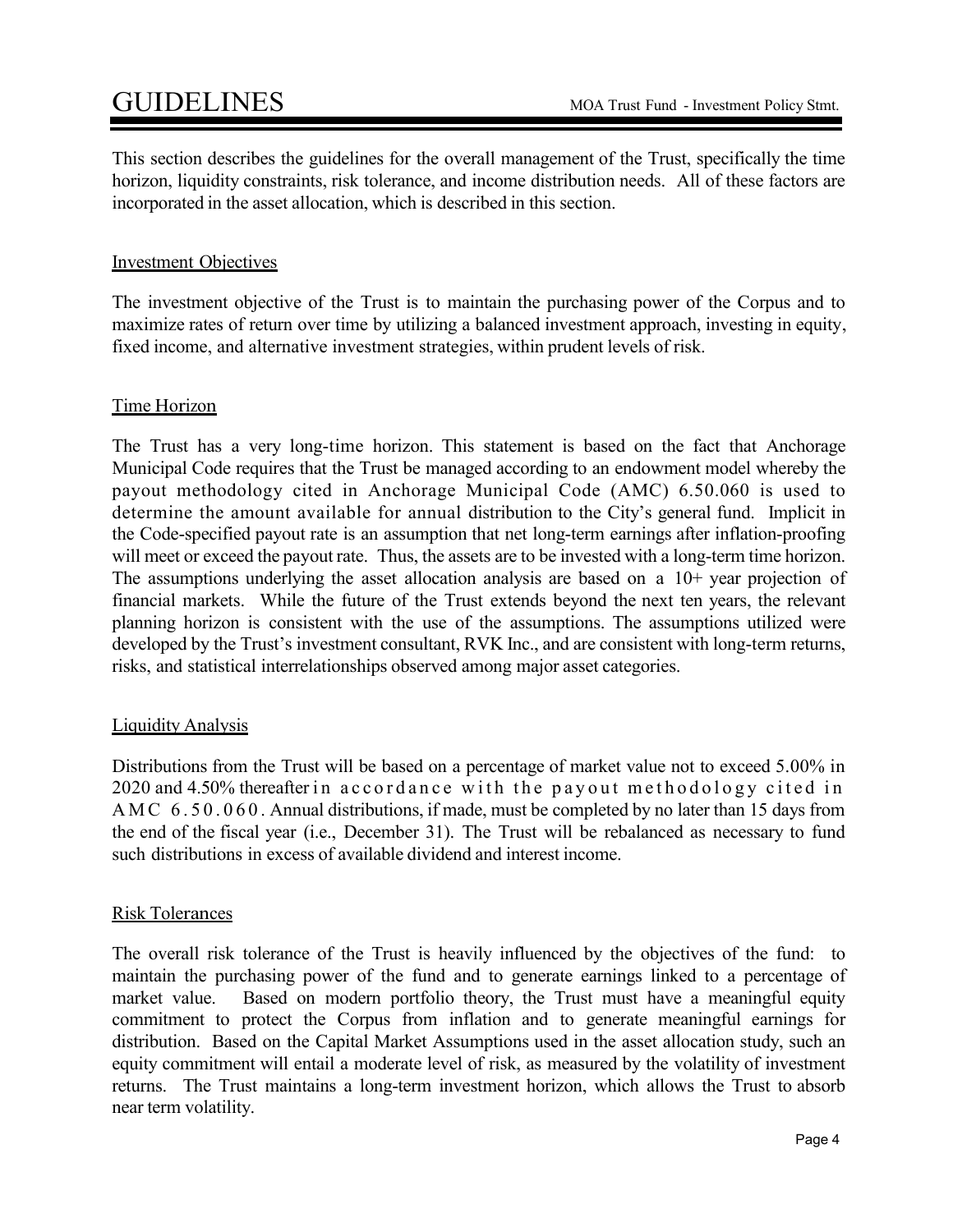# GUIDELINES

This section describes the guidelines for the overall management of the Trust, specifically the time horizon, liquidity constraints, risk tolerance, and income distribution needs. All of these factors are incorporated in the asset allocation, which is described in this section.

## Investment Objectives

The investment objective of the Trust is to maintain the purchasing power of the Corpus and to maximize rates of return over time by utilizing a balanced investment approach, investing in equity, fixed income, and alternative investment strategies, within prudent levels of risk.

## Time Horizon

The Trust has a very long-time horizon. This statement is based on the fact that Anchorage Municipal Code requires that the Trust be managed according to an endowment model whereby the payout methodology cited in Anchorage Municipal Code (AMC) 6.50.060 is used to determine the amount available for annual distribution to the City's general fund. Implicit in the Code-specified payout rate is an assumption that net long-term earnings after inflation-proofing will meet or exceed the payout rate. Thus, the assets are to be invested with a long-term time horizon. The assumptions underlying the asset allocation analysis are based on a 10+ year projection of financial markets. While the future of the Trust extends beyond the next ten years, the relevant planning horizon is consistent with the use of the assumptions. The assumptions utilized were developed by the Trust's investment consultant, RVK Inc., and are consistent with long-term returns, risks, and statistical interrelationships observed among major asset categories.

## Liquidity Analysis

Distributions from the Trust will be based on a percentage of market value not to exceed 5.00% in 2020 and 4.50% thereafter in accordance with the payout methodology cited in AMC 6.50.060. Annual distributions, if made, must be completed by no later than 15 days from the end of the fiscal year (i.e., December 31). The Trust will be rebalanced as necessary to fund such distributions in excess of available dividend and interest income.

## Risk Tolerances

The overall risk tolerance of the Trust is heavily influenced by the objectives of the fund: to maintain the purchasing power of the fund and to generate earnings linked to a percentage of market value. Based on modern portfolio theory, the Trust must have a meaningful equity commitment to protect the Corpus from inflation and to generate meaningful earnings for distribution. Based on the Capital Market Assumptions used in the asset allocation study, such an equity commitment will entail a moderate level of risk, as measured by the volatility of investment returns. The Trust maintains a long-term investment horizon, which allows the Trust to absorb near term volatility.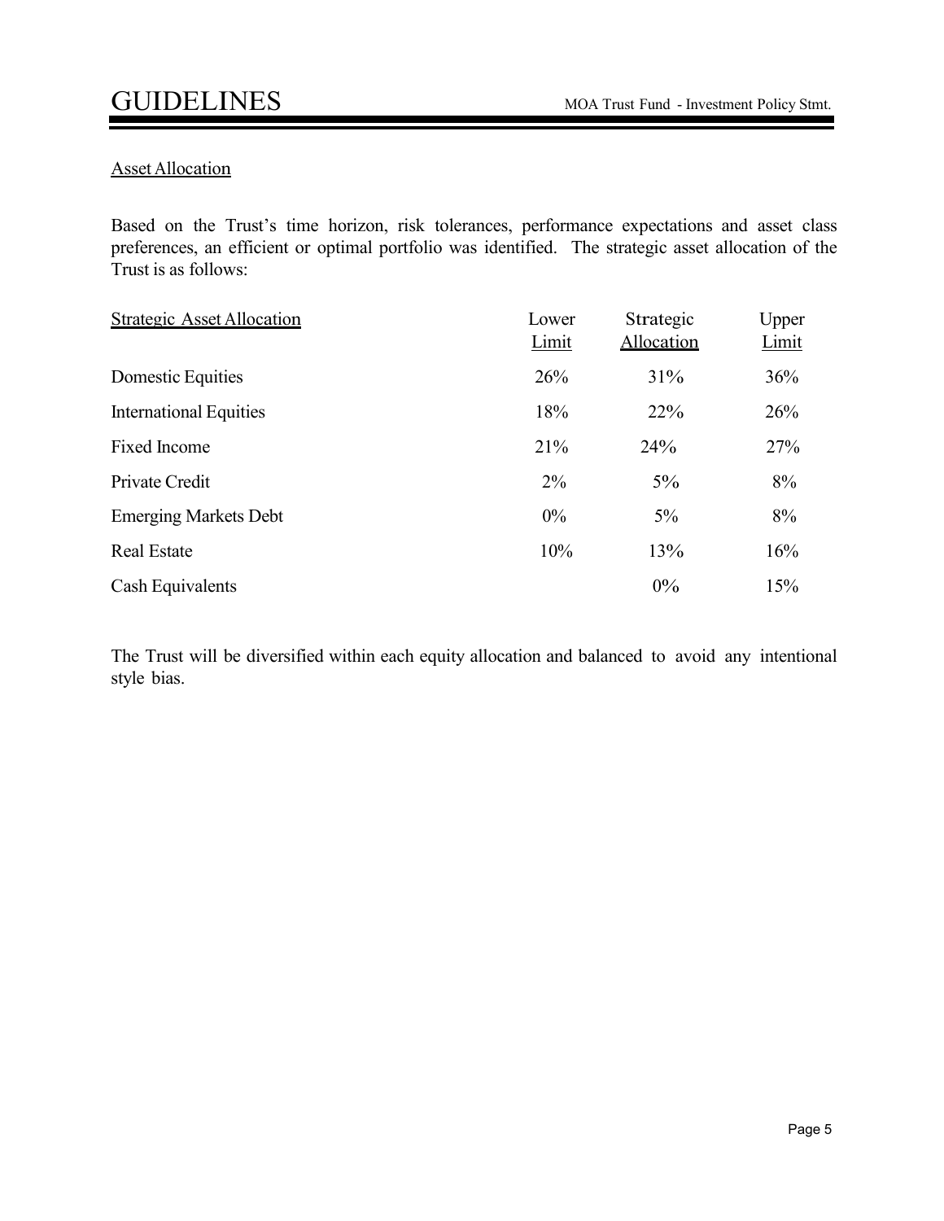## Asset Allocation

Based on the Trust's time horizon, risk tolerances, performance expectations and asset class preferences, an efficient or optimal portfolio was identified. The strategic asset allocation of the Trust is as follows:

| Strategic Asset Allocation | Lower Limit | Strategic Allocation | Upper Limit |
|---|---|---|---|
| Domestic Equities | 26% | 31% | 36% |
| International Equities | 18% | 22% | 26% |
| Fixed Income | 21% | 24% | 27% |
| Private Credit | 2% | 5% | 8% |
| Emerging Markets Debt | 0% | 5% | 8% |
| Real Estate | 10% | 13% | 16% |
| Cash Equivalents | | 0% | 15% |

The Trust will be diversified within each equity allocation and balanced to avoid any intentional style bias.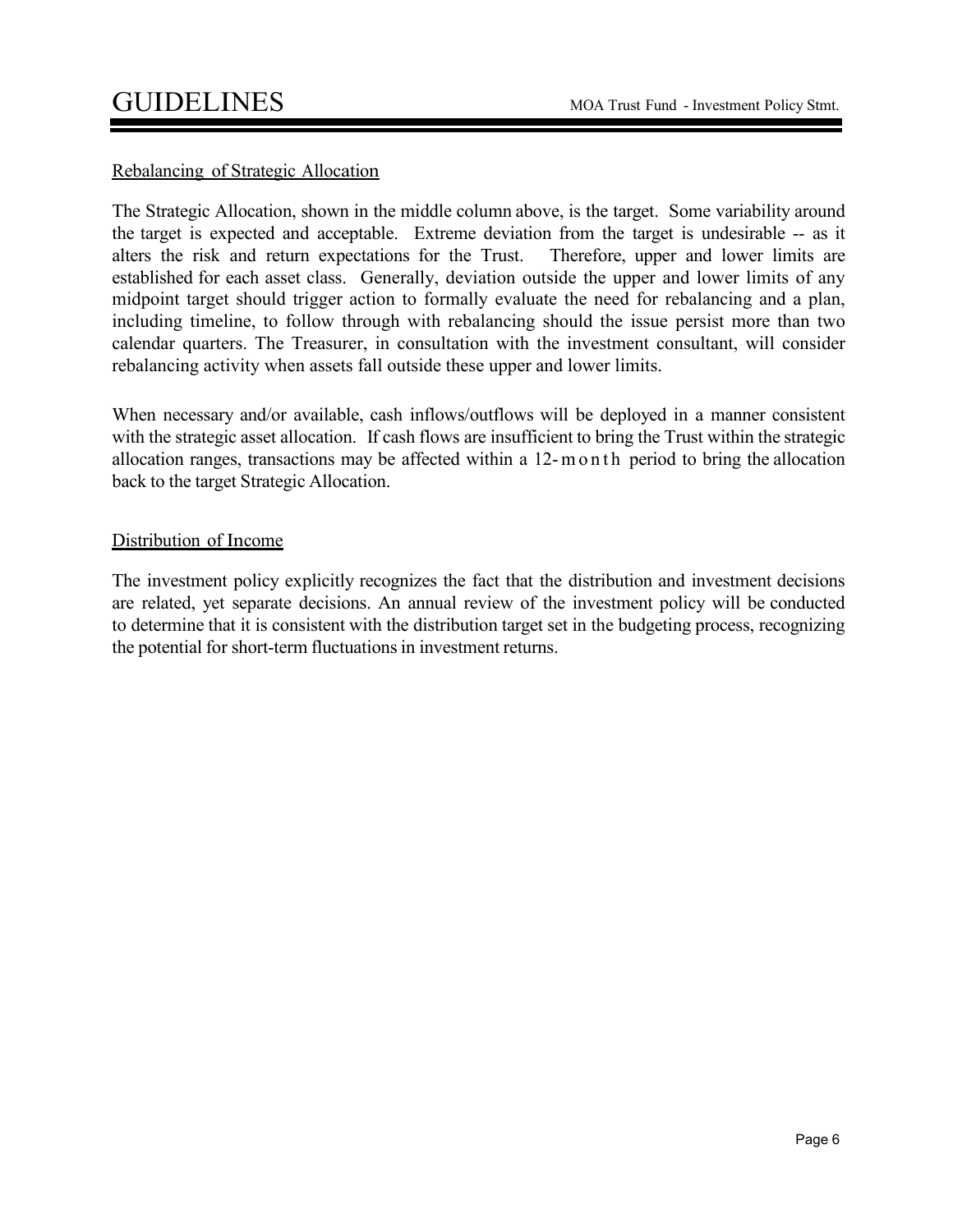## Rebalancing of Strategic Allocation

The Strategic Allocation, shown in the middle column above, is the target. Some variability around the target is expected and acceptable. Extreme deviation from the target is undesirable -- as it alters the risk and return expectations for the Trust. Therefore, upper and lower limits are established for each asset class. Generally, deviation outside the upper and lower limits of any midpoint target should trigger action to formally evaluate the need for rebalancing and a plan, including timeline, to follow through with rebalancing should the issue persist more than two calendar quarters. The Treasurer, in consultation with the investment consultant, will consider rebalancing activity when assets fall outside these upper and lower limits.

When necessary and/or available, cash inflows/outflows will be deployed in a manner consistent with the strategic asset allocation. If cash flows are insufficient to bring the Trust within the strategic allocation ranges, transactions may be affected within a 12-month period to bring the allocation back to the target Strategic Allocation.

## Distribution of Income

The investment policy explicitly recognizes the fact that the distribution and investment decisions are related, yet separate decisions. An annual review of the investment policy will be conducted to determine that it is consistent with the distribution target set in the budgeting process, recognizing the potential for short-term fluctuations in investment returns.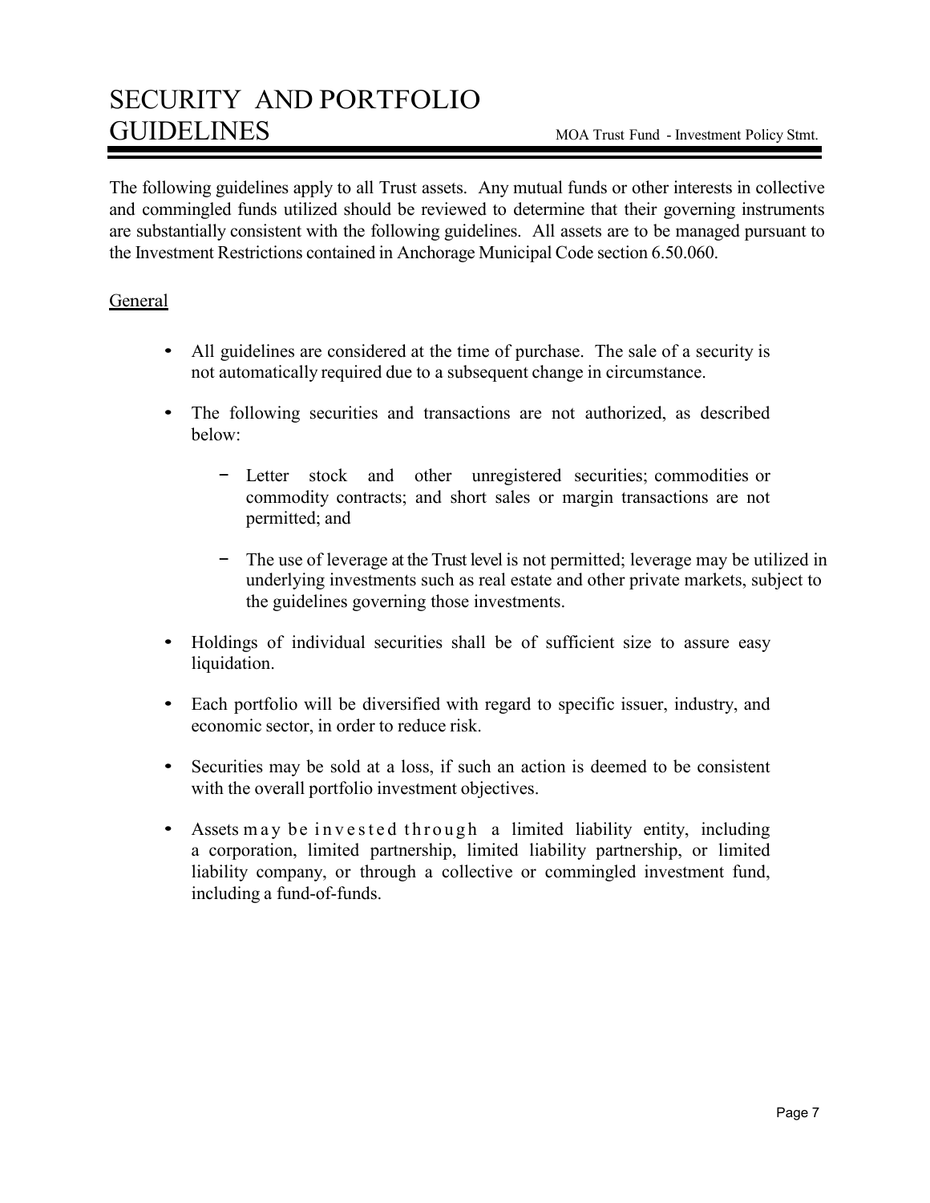# SECURITY AND PORTFOLIO GUIDELINES

The following guidelines apply to all Trust assets. Any mutual funds or other interests in collective and commingled funds utilized should be reviewed to determine that their governing instruments are substantially consistent with the following guidelines. All assets are to be managed pursuant to the Investment Restrictions contained in Anchorage Municipal Code section 6.50.060.

## General

- All guidelines are considered at the time of purchase. The sale of a security is not automatically required due to a subsequent change in circumstance.
- The following securities and transactions are not authorized, as described below:
  - Letter stock and other unregistered securities; commodities or commodity contracts; and short sales or margin transactions are not permitted; and
  - The use of leverage at the Trust level is not permitted; leverage may be utilized in underlying investments such as real estate and other private markets, subject to the guidelines governing those investments.
- Holdings of individual securities shall be of sufficient size to assure easy liquidation.
- Each portfolio will be diversified with regard to specific issuer, industry, and economic sector, in order to reduce risk.
- Securities may be sold at a loss, if such an action is deemed to be consistent with the overall portfolio investment objectives.
- Assets may be invested through a limited liability entity, including a corporation, limited partnership, limited liability partnership, or limited liability company, or through a collective or commingled investment fund, including a fund-of-funds.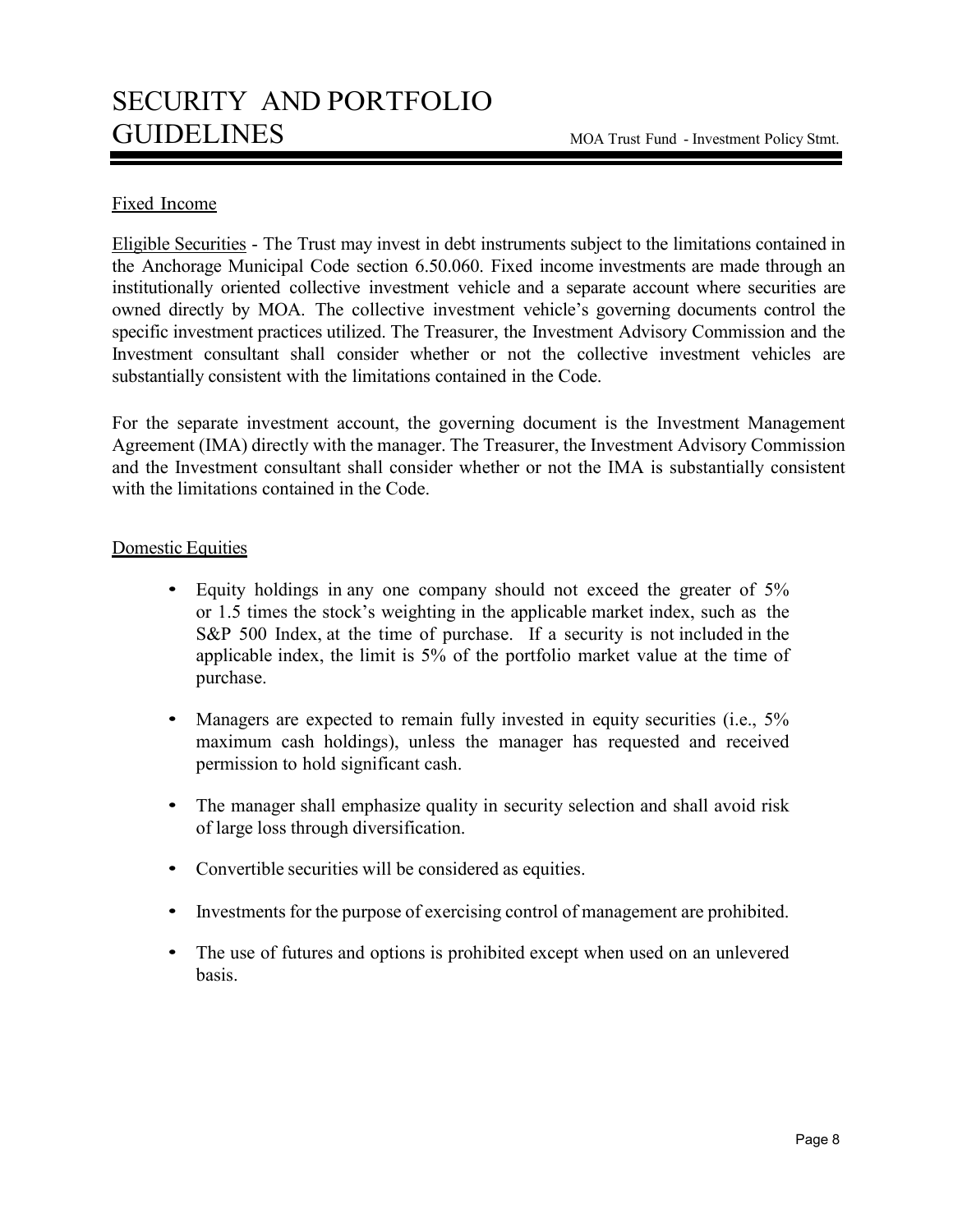# SECURITY AND PORTFOLIO GUIDELINES

## Fixed Income

Eligible Securities - The Trust may invest in debt instruments subject to the limitations contained in the Anchorage Municipal Code section 6.50.060. Fixed income investments are made through an institutionally oriented collective investment vehicle and a separate account where securities are owned directly by MOA. The collective investment vehicle's governing documents control the specific investment practices utilized. The Treasurer, the Investment Advisory Commission and the Investment consultant shall consider whether or not the collective investment vehicles are substantially consistent with the limitations contained in the Code.

For the separate investment account, the governing document is the Investment Management Agreement (IMA) directly with the manager. The Treasurer, the Investment Advisory Commission and the Investment consultant shall consider whether or not the IMA is substantially consistent with the limitations contained in the Code.

## Domestic Equities

- Equity holdings in any one company should not exceed the greater of 5% or 1.5 times the stock's weighting in the applicable market index, such as the S&P 500 Index, at the time of purchase. If a security is not included in the applicable index, the limit is 5% of the portfolio market value at the time of purchase.
- Managers are expected to remain fully invested in equity securities (i.e., 5% maximum cash holdings), unless the manager has requested and received permission to hold significant cash.
- The manager shall emphasize quality in security selection and shall avoid risk of large loss through diversification.
- Convertible securities will be considered as equities.
- Investments for the purpose of exercising control of management are prohibited.
- The use of futures and options is prohibited except when used on an unlevered basis.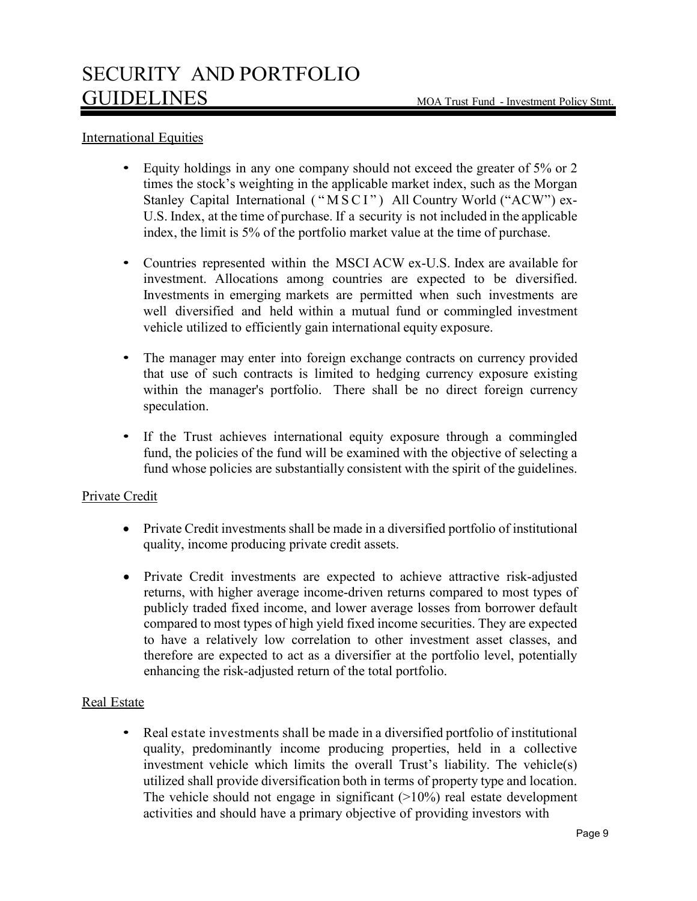## International Equities

- Equity holdings in any one company should not exceed the greater of 5% or 2 times the stock's weighting in the applicable market index, such as the Morgan Stanley Capital International ("MSCI") All Country World ("ACW") ex-U.S. Index, at the time of purchase. If a security is not included in the applicable index, the limit is 5% of the portfolio market value at the time of purchase.

- Countries represented within the MSCI ACW ex-U.S. Index are available for investment. Allocations among countries are expected to be diversified. Investments in emerging markets are permitted when such investments are well diversified and held within a mutual fund or commingled investment vehicle utilized to efficiently gain international equity exposure.

- The manager may enter into foreign exchange contracts on currency provided that use of such contracts is limited to hedging currency exposure existing within the manager's portfolio. There shall be no direct foreign currency speculation.

- If the Trust achieves international equity exposure through a commingled fund, the policies of the fund will be examined with the objective of selecting a fund whose policies are substantially consistent with the spirit of the guidelines.

## Private Credit

- Private Credit investments shall be made in a diversified portfolio of institutional quality, income producing private credit assets.

- Private Credit investments are expected to achieve attractive risk-adjusted returns, with higher average income-driven returns compared to most types of publicly traded fixed income, and lower average losses from borrower default compared to most types of high yield fixed income securities. They are expected to have a relatively low correlation to other investment asset classes, and therefore are expected to act as a diversifier at the portfolio level, potentially enhancing the risk-adjusted return of the total portfolio.

## Real Estate

- Real estate investments shall be made in a diversified portfolio of institutional quality, predominantly income producing properties, held in a collective investment vehicle which limits the overall Trust's liability. The vehicle(s) utilized shall provide diversification both in terms of property type and location. The vehicle should not engage in significant (>10%) real estate development activities and should have a primary objective of providing investors with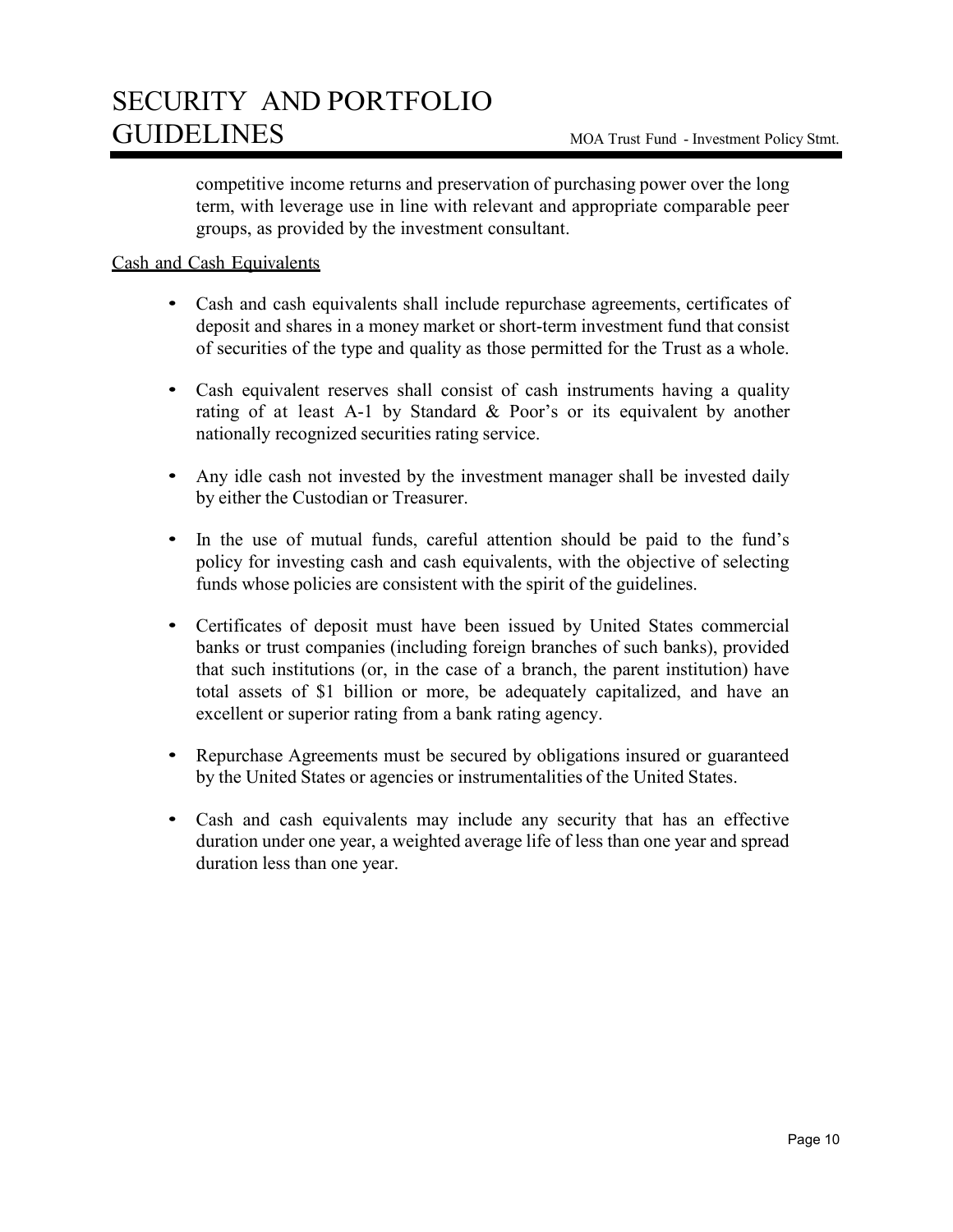competitive income returns and preservation of purchasing power over the long term, with leverage use in line with relevant and appropriate comparable peer groups, as provided by the investment consultant.

<u>Cash and Cash Equivalents</u>

- Cash and cash equivalents shall include repurchase agreements, certificates of deposit and shares in a money market or short-term investment fund that consist of securities of the type and quality as those permitted for the Trust as a whole.

- Cash equivalent reserves shall consist of cash instruments having a quality rating of at least A-1 by Standard & Poor's or its equivalent by another nationally recognized securities rating service.

- Any idle cash not invested by the investment manager shall be invested daily by either the Custodian or Treasurer.

- In the use of mutual funds, careful attention should be paid to the fund's policy for investing cash and cash equivalents, with the objective of selecting funds whose policies are consistent with the spirit of the guidelines.

- Certificates of deposit must have been issued by United States commercial banks or trust companies (including foreign branches of such banks), provided that such institutions (or, in the case of a branch, the parent institution) have total assets of $1 billion or more, be adequately capitalized, and have an excellent or superior rating from a bank rating agency.

- Repurchase Agreements must be secured by obligations insured or guaranteed by the United States or agencies or instrumentalities of the United States.

- Cash and cash equivalents may include any security that has an effective duration under one year, a weighted average life of less than one year and spread duration less than one year.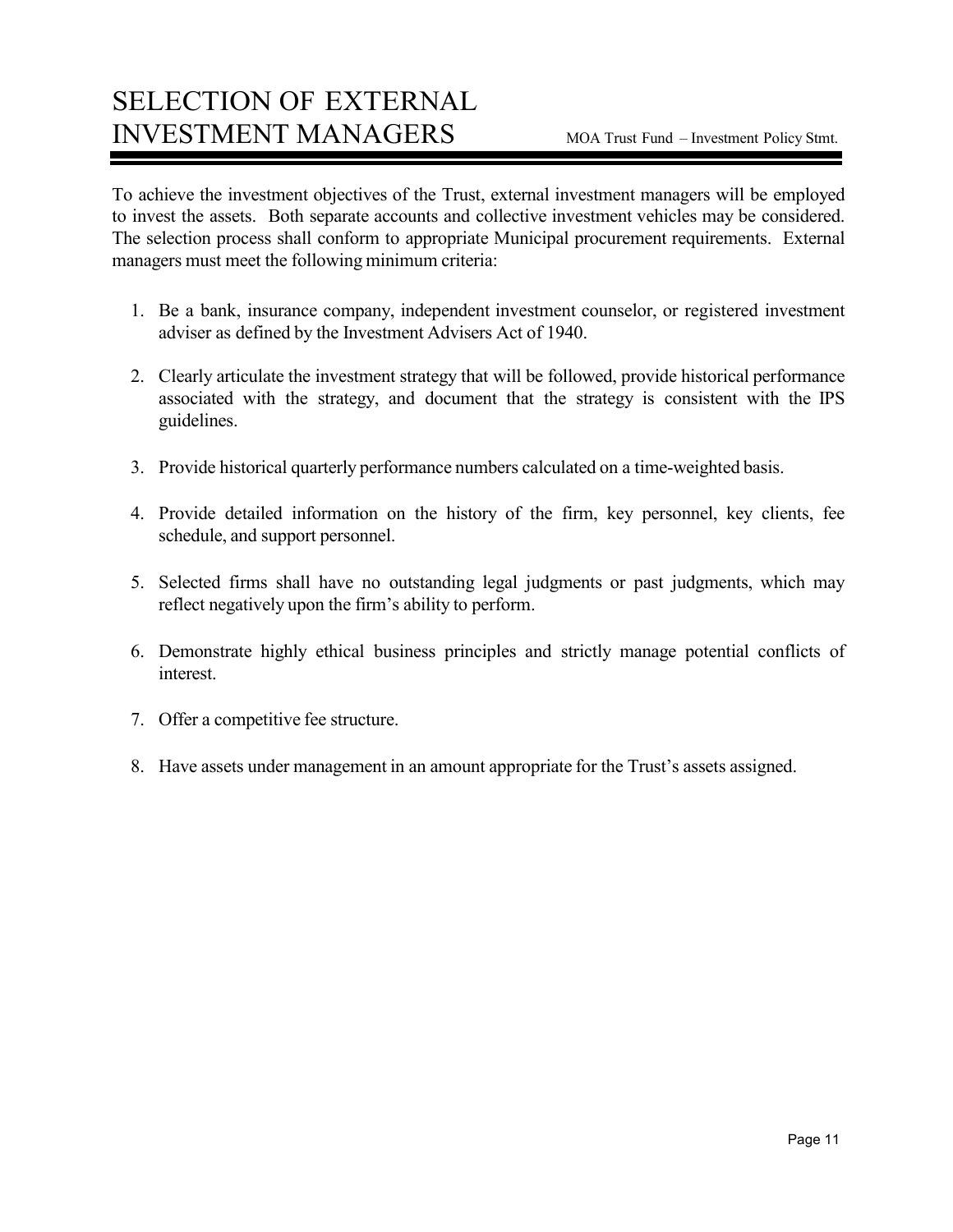# SELECTION OF EXTERNAL INVESTMENT MANAGERS

To achieve the investment objectives of the Trust, external investment managers will be employed to invest the assets. Both separate accounts and collective investment vehicles may be considered. The selection process shall conform to appropriate Municipal procurement requirements. External managers must meet the following minimum criteria:

1. Be a bank, insurance company, independent investment counselor, or registered investment adviser as defined by the Investment Advisers Act of 1940.
2. Clearly articulate the investment strategy that will be followed, provide historical performance associated with the strategy, and document that the strategy is consistent with the IPS guidelines.
3. Provide historical quarterly performance numbers calculated on a time-weighted basis.
4. Provide detailed information on the history of the firm, key personnel, key clients, fee schedule, and support personnel.
5. Selected firms shall have no outstanding legal judgments or past judgments, which may reflect negatively upon the firm's ability to perform.
6. Demonstrate highly ethical business principles and strictly manage potential conflicts of interest.
7. Offer a competitive fee structure.
8. Have assets under management in an amount appropriate for the Trust's assets assigned.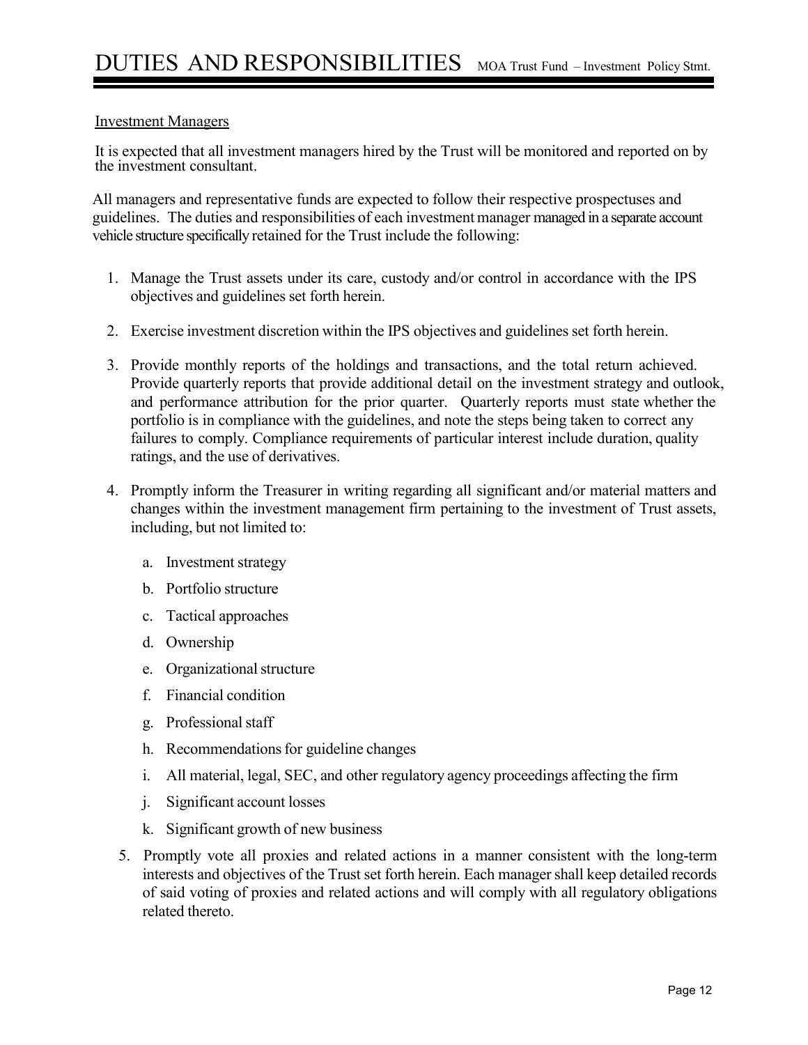# DUTIES AND RESPONSIBILITIES

Investment Managers

It is expected that all investment managers hired by the Trust will be monitored and reported on by the investment consultant.

All managers and representative funds are expected to follow their respective prospectuses and guidelines. The duties and responsibilities of each investment manager managed in a separate account vehicle structure specifically retained for the Trust include the following:

1. Manage the Trust assets under its care, custody and/or control in accordance with the IPS objectives and guidelines set forth herein.
2. Exercise investment discretion within the IPS objectives and guidelines set forth herein.
3. Provide monthly reports of the holdings and transactions, and the total return achieved. Provide quarterly reports that provide additional detail on the investment strategy and outlook, and performance attribution for the prior quarter. Quarterly reports must state whether the portfolio is in compliance with the guidelines, and note the steps being taken to correct any failures to comply. Compliance requirements of particular interest include duration, quality ratings, and the use of derivatives.
4. Promptly inform the Treasurer in writing regarding all significant and/or material matters and changes within the investment management firm pertaining to the investment of Trust assets, including, but not limited to:
   a. Investment strategy
   b. Portfolio structure
   c. Tactical approaches
   d. Ownership
   e. Organizational structure
   f. Financial condition
   g. Professional staff
   h. Recommendations for guideline changes
   i. All material, legal, SEC, and other regulatory agency proceedings affecting the firm
   j. Significant account losses
   k. Significant growth of new business
5. Promptly vote all proxies and related actions in a manner consistent with the long-term interests and objectives of the Trust set forth herein. Each manager shall keep detailed records of said voting of proxies and related actions and will comply with all regulatory obligations related thereto.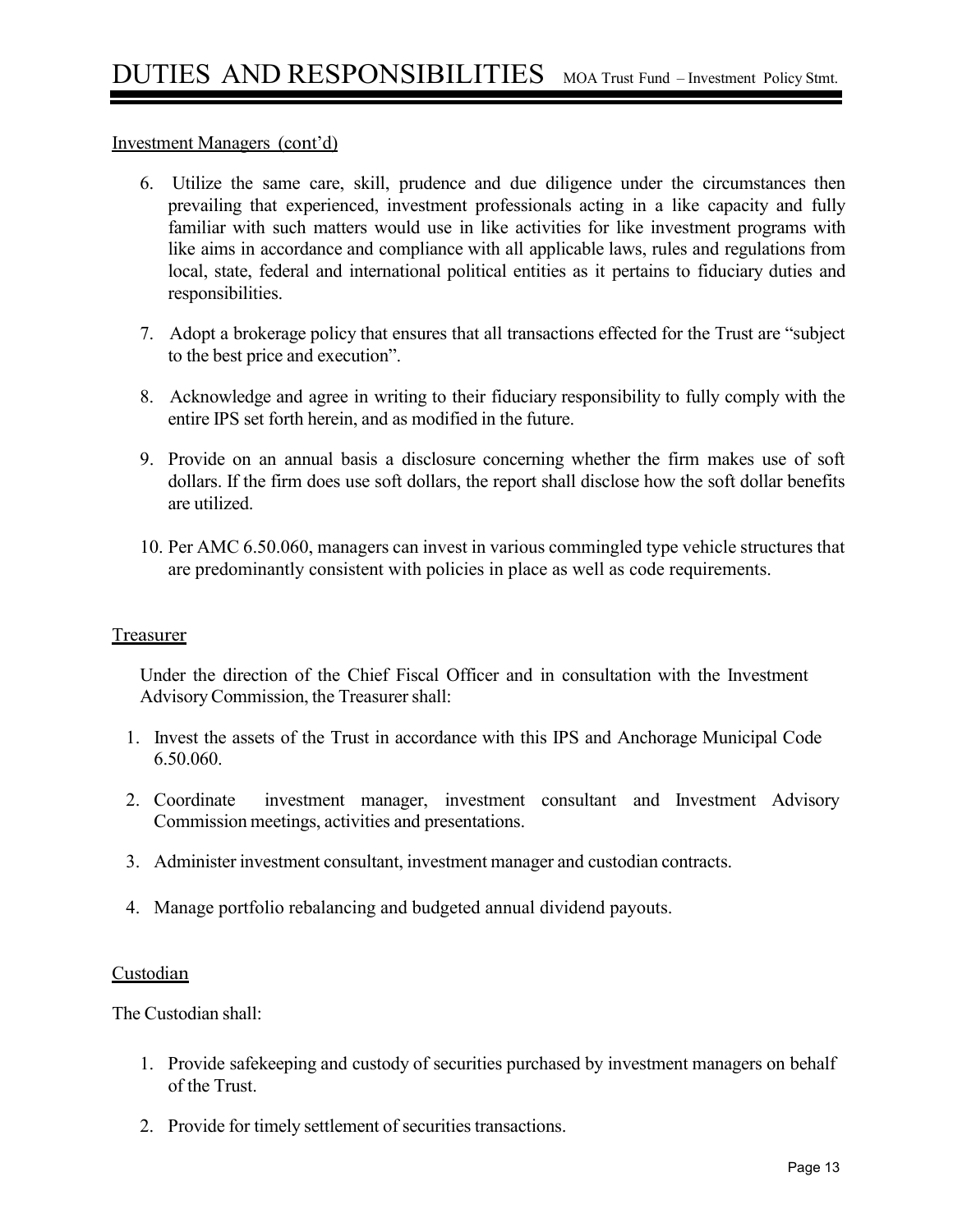Investment Managers (cont'd)

6. Utilize the same care, skill, prudence and due diligence under the circumstances then prevailing that experienced, investment professionals acting in a like capacity and fully familiar with such matters would use in like activities for like investment programs with like aims in accordance and compliance with all applicable laws, rules and regulations from local, state, federal and international political entities as it pertains to fiduciary duties and responsibilities.

7. Adopt a brokerage policy that ensures that all transactions effected for the Trust are "subject to the best price and execution".

8. Acknowledge and agree in writing to their fiduciary responsibility to fully comply with the entire IPS set forth herein, and as modified in the future.

9. Provide on an annual basis a disclosure concerning whether the firm makes use of soft dollars. If the firm does use soft dollars, the report shall disclose how the soft dollar benefits are utilized.

10. Per AMC 6.50.060, managers can invest in various commingled type vehicle structures that are predominantly consistent with policies in place as well as code requirements.

Treasurer

Under the direction of the Chief Fiscal Officer and in consultation with the Investment Advisory Commission, the Treasurer shall:

1. Invest the assets of the Trust in accordance with this IPS and Anchorage Municipal Code 6.50.060.

2. Coordinate investment manager, investment consultant and Investment Advisory Commission meetings, activities and presentations.

3. Administer investment consultant, investment manager and custodian contracts.

4. Manage portfolio rebalancing and budgeted annual dividend payouts.

Custodian

The Custodian shall:

1. Provide safekeeping and custody of securities purchased by investment managers on behalf of the Trust.

2. Provide for timely settlement of securities transactions.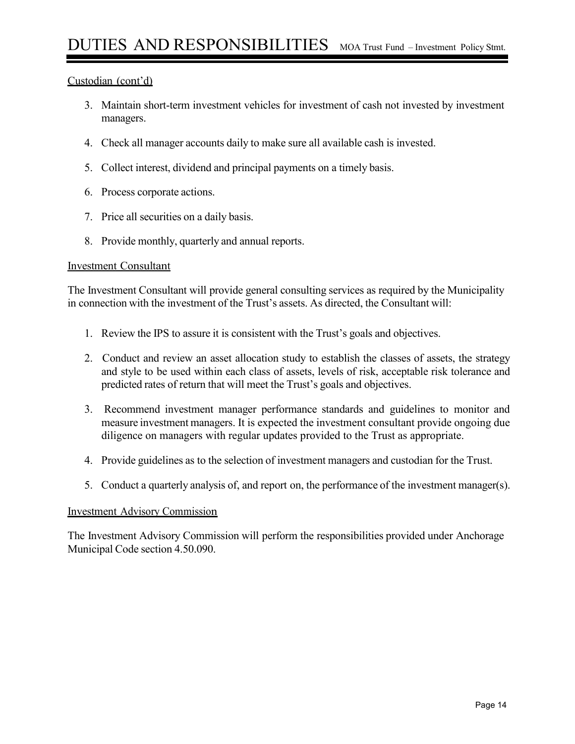Custodian (cont'd)

3. Maintain short-term investment vehicles for investment of cash not invested by investment managers.

4. Check all manager accounts daily to make sure all available cash is invested.

5. Collect interest, dividend and principal payments on a timely basis.

6. Process corporate actions.

7. Price all securities on a daily basis.

8. Provide monthly, quarterly and annual reports.

Investment Consultant

The Investment Consultant will provide general consulting services as required by the Municipality in connection with the investment of the Trust's assets. As directed, the Consultant will:

1. Review the IPS to assure it is consistent with the Trust's goals and objectives.

2. Conduct and review an asset allocation study to establish the classes of assets, the strategy and style to be used within each class of assets, levels of risk, acceptable risk tolerance and predicted rates of return that will meet the Trust's goals and objectives.

3. Recommend investment manager performance standards and guidelines to monitor and measure investment managers. It is expected the investment consultant provide ongoing due diligence on managers with regular updates provided to the Trust as appropriate.

4. Provide guidelines as to the selection of investment managers and custodian for the Trust.

5. Conduct a quarterly analysis of, and report on, the performance of the investment manager(s).

Investment Advisory Commission

The Investment Advisory Commission will perform the responsibilities provided under Anchorage Municipal Code section 4.50.090.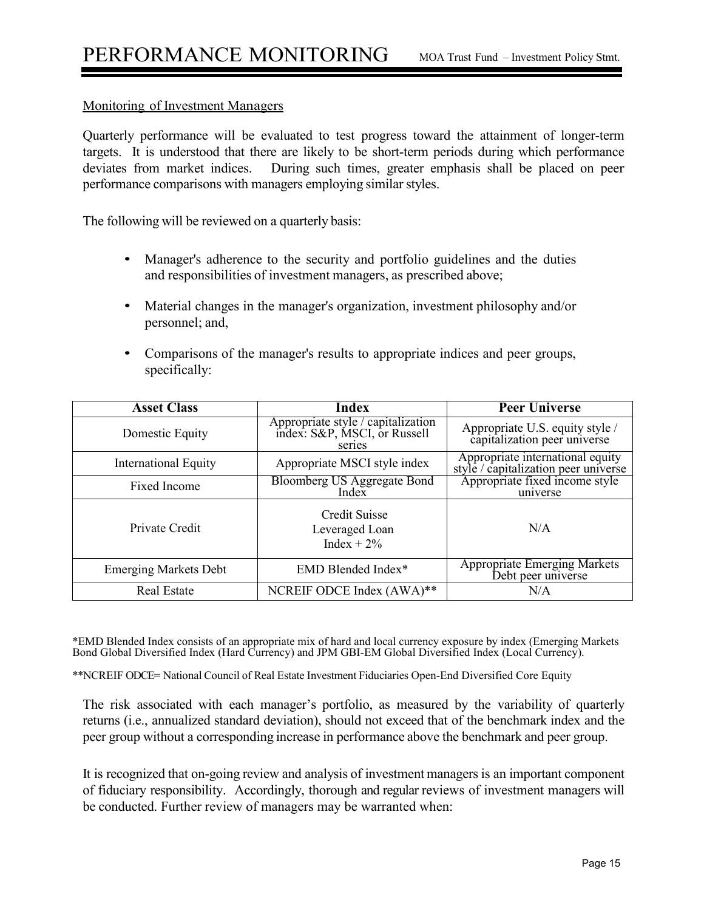# PERFORMANCE MONITORING

## Monitoring of Investment Managers

Quarterly performance will be evaluated to test progress toward the attainment of longer-term targets. It is understood that there are likely to be short-term periods during which performance deviates from market indices. During such times, greater emphasis shall be placed on peer performance comparisons with managers employing similar styles.

The following will be reviewed on a quarterly basis:

- Manager's adherence to the security and portfolio guidelines and the duties and responsibilities of investment managers, as prescribed above;
- Material changes in the manager's organization, investment philosophy and/or personnel; and,
- Comparisons of the manager's results to appropriate indices and peer groups, specifically:

| Asset Class | Index | Peer Universe |
|---|---|---|
| Domestic Equity | Appropriate style / capitalization index: S&P, MSCI, or Russell series | Appropriate U.S. equity style / capitalization peer universe |
| International Equity | Appropriate MSCI style index | Appropriate international equity style / capitalization peer universe |
| Fixed Income | Bloomberg US Aggregate Bond Index | Appropriate fixed income style universe |
| Private Credit | Credit Suisse Leveraged Loan Index + 2% | N/A |
| Emerging Markets Debt | EMD Blended Index* | Appropriate Emerging Markets Debt peer universe |
| Real Estate | NCREIF ODCE Index (AWA)** | N/A |

*EMD Blended Index consists of an appropriate mix of hard and local currency exposure by index (Emerging Markets Bond Global Diversified Index (Hard Currency) and JPM GBI-EM Global Diversified Index (Local Currency).

**NCREIF ODCE= National Council of Real Estate Investment Fiduciaries Open-End Diversified Core Equity

The risk associated with each manager's portfolio, as measured by the variability of quarterly returns (i.e., annualized standard deviation), should not exceed that of the benchmark index and the peer group without a corresponding increase in performance above the benchmark and peer group.

It is recognized that on-going review and analysis of investment managers is an important component of fiduciary responsibility. Accordingly, thorough and regular reviews of investment managers will be conducted. Further review of managers may be warranted when: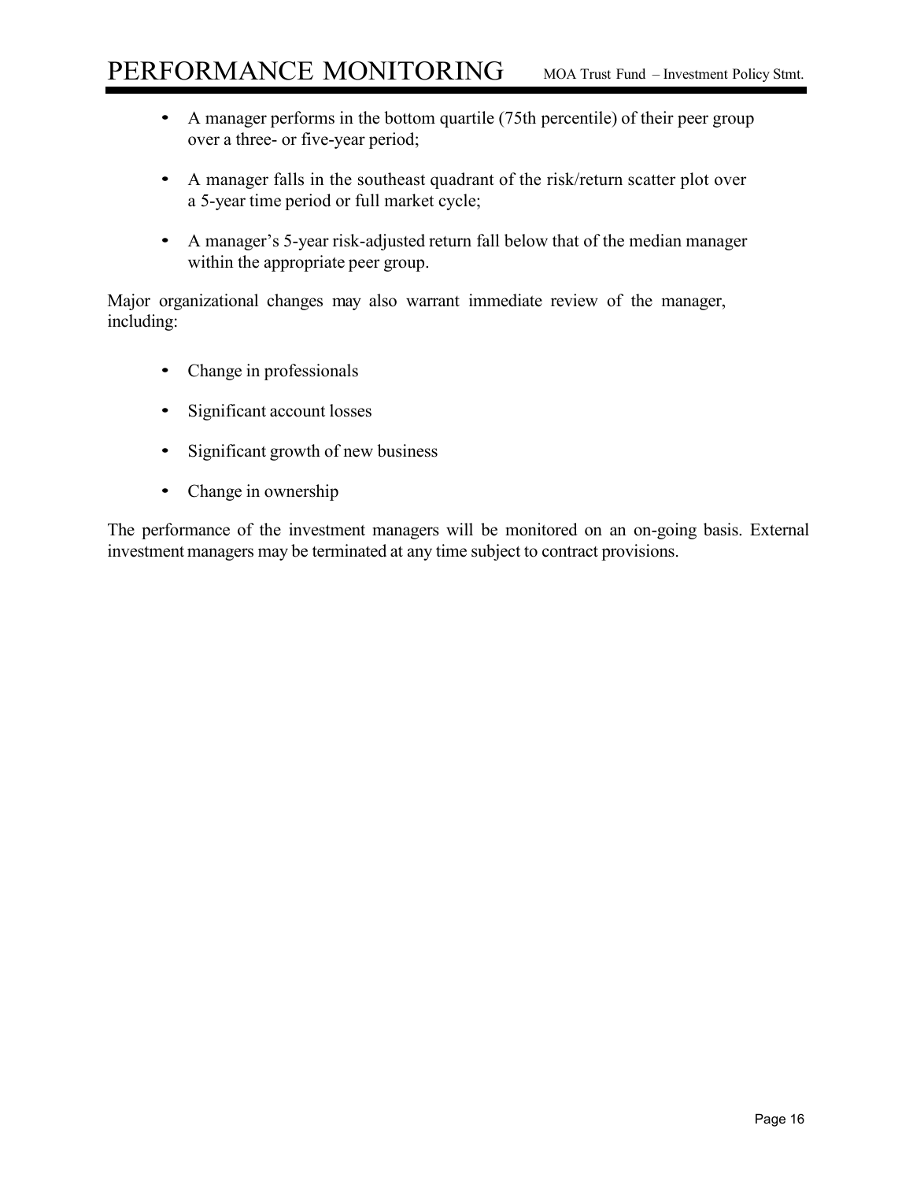- A manager performs in the bottom quartile (75th percentile) of their peer group over a three- or five-year period;

- A manager falls in the southeast quadrant of the risk/return scatter plot over a 5-year time period or full market cycle;

- A manager's 5-year risk-adjusted return fall below that of the median manager within the appropriate peer group.

Major organizational changes may also warrant immediate review of the manager, including:

- Change in professionals

- Significant account losses

- Significant growth of new business

- Change in ownership

The performance of the investment managers will be monitored on an on-going basis. External investment managers may be terminated at any time subject to contract provisions.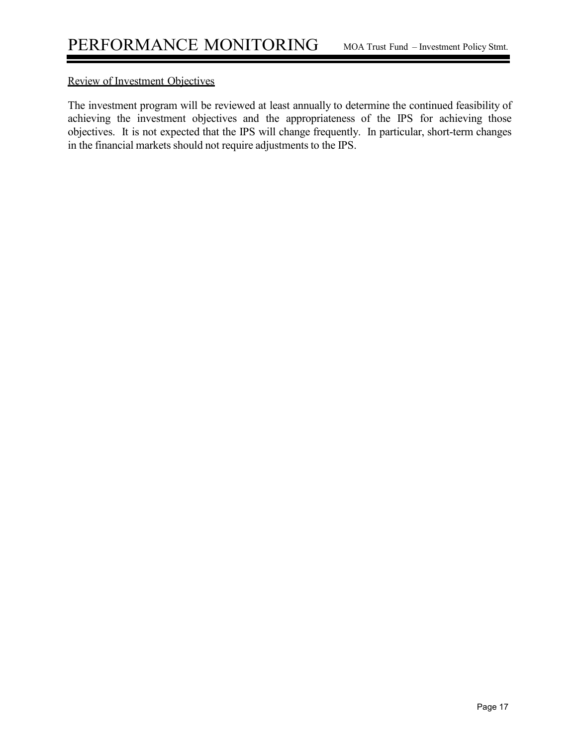# PERFORMANCE MONITORING

Review of Investment Objectives

The investment program will be reviewed at least annually to determine the continued feasibility of achieving the investment objectives and the appropriateness of the IPS for achieving those objectives. It is not expected that the IPS will change frequently. In particular, short-term changes in the financial markets should not require adjustments to the IPS.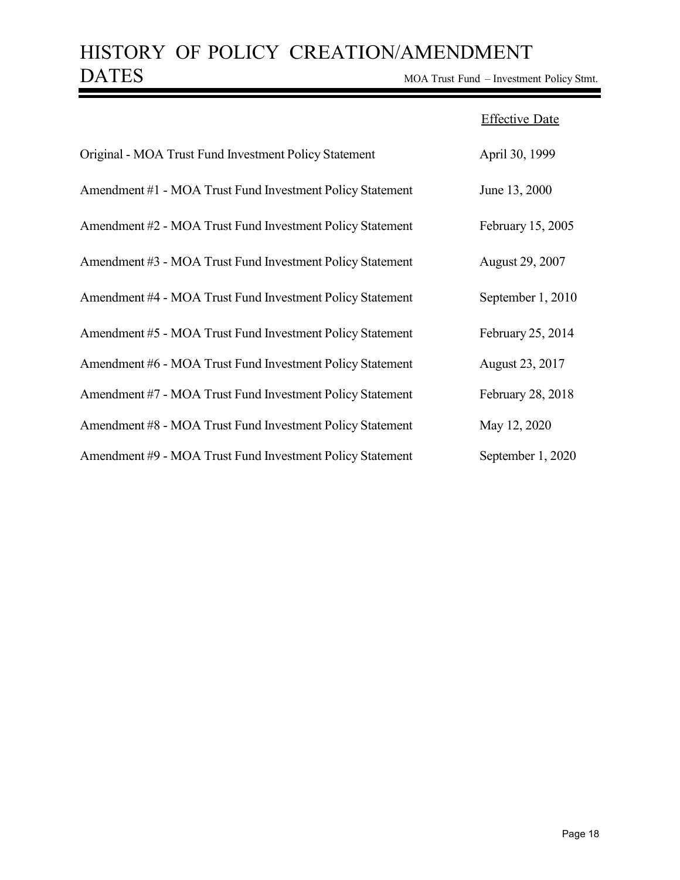# HISTORY OF POLICY CREATION/AMENDMENT DATES

| | Effective Date |
|---|---|
| Original - MOA Trust Fund Investment Policy Statement | April 30, 1999 |
| Amendment #1 - MOA Trust Fund Investment Policy Statement | June 13, 2000 |
| Amendment #2 - MOA Trust Fund Investment Policy Statement | February 15, 2005 |
| Amendment #3 - MOA Trust Fund Investment Policy Statement | August 29, 2007 |
| Amendment #4 - MOA Trust Fund Investment Policy Statement | September 1, 2010 |
| Amendment #5 - MOA Trust Fund Investment Policy Statement | February 25, 2014 |
| Amendment #6 - MOA Trust Fund Investment Policy Statement | August 23, 2017 |
| Amendment #7 - MOA Trust Fund Investment Policy Statement | February 28, 2018 |
| Amendment #8 - MOA Trust Fund Investment Policy Statement | May 12, 2020 |
| Amendment #9 - MOA Trust Fund Investment Policy Statement | September 1, 2020 |